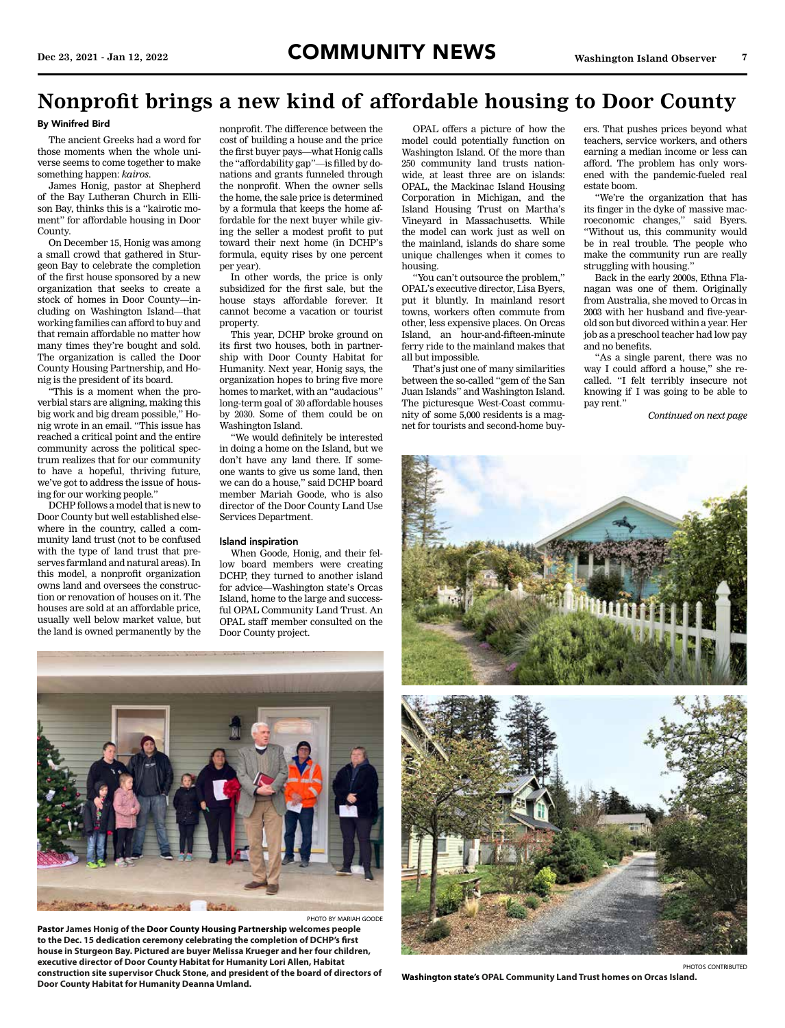# Nonprofit brings a new kind of affordable housing to Door County

**By Winifred Bird**

The ancient Greeks had a word for those moments when the whole universe seems to come together to make something happen: *kairos*.

James Honig, pastor at Shepherd of the Bay Lutheran Church in Ellison Bay, thinks this is a "kairotic moment" for affordable housing in Door County.

On December 15, Honig was among a small crowd that gathered in Sturgeon Bay to celebrate the completion of the first house sponsored by a new organization that seeks to create a stock of homes in Door County—including on Washington Island—that working families can afford to buy and that remain affordable no matter how many times they're bought and sold. The organization is called the Door County Housing Partnership, and Honig is the president of its board.

"This is a moment when the proverbial stars are aligning, making this big work and big dream possible," Honig wrote in an email. "This issue has reached a critical point and the entire community across the political spectrum realizes that for our community to have a hopeful, thriving future, we've got to address the issue of housing for our working people."

DCHP follows a model that is new to Door County but well established elsewhere in the country, called a community land trust (not to be confused with the type of land trust that preserves farmland and natural areas). In this model, a nonprofit organization owns land and oversees the construction or renovation of houses on it. The houses are sold at an affordable price, usually well below market value, but the land is owned permanently by the nonprofit. The difference between the cost of building a house and the price the first buyer pays—what Honig calls the "affordability gap"—is filled by donations and grants funneled through the nonprofit. When the owner sells the home, the sale price is determined by a formula that keeps the home affordable for the next buyer while giving the seller a modest profit to put toward their next home (in DCHP's formula, equity rises by one percent per year).

In other words, the price is only subsidized for the first sale, but the house stays affordable forever. It cannot become a vacation or tourist property.

This year, DCHP broke ground on its first two houses, both in partnership with Door County Habitat for Humanity. Next year, Honig says, the organization hopes to bring five more homes to market, with an "audacious" long-term goal of 30 affordable houses by 2030. Some of them could be on Washington Island.

"We would definitely be interested in doing a home on the Island, but we don't have any land there. If someone wants to give us some land, then we can do a house," said DCHP board member Mariah Goode, who is also director of the Door County Land Use Services Department.

### Island inspiration

When Goode, Honig, and their fellow board members were creating DCHP, they turned to another island for advice—Washington state's Orcas Island, home to the large and successful OPAL Community Land Trust. An OPAL staff member consulted on the Door County project.

OPAL offers a picture of how the model could potentially function on Washington Island. Of the more than 250 community land trusts nationwide, at least three are on islands: OPAL, the Mackinac Island Housing Corporation in Michigan, and the Island Housing Trust on Martha's Vineyard in Massachusetts. While the model can work just as well on the mainland, islands do share some unique challenges when it comes to housing.

"You can't outsource the problem," OPAL's executive director, Lisa Byers, put it bluntly. In mainland resort towns, workers often commute from other, less expensive places. On Orcas Island, an hour-and-fifteen-minute ferry ride to the mainland makes that all but impossible.

That's just one of many similarities between the so-called "gem of the San Juan Islands" and Washington Island. The picturesque West-Coast community of some 5,000 residents is a magnet for tourists and second-home buyers. That pushes prices beyond what teachers, service workers, and others earning a median income or less can afford. The problem has only worsened with the pandemic-fueled real estate boom.

"We're the organization that has its finger in the dyke of massive macroeconomic changes," said Byers. "Without us, this community would be in real trouble. The people who make the community run are really struggling with housing."

Back in the early 2000s, Ethna Flanagan was one of them. Originally from Australia, she moved to Orcas in 2003 with her husband and five-year-old son but divorced within a year. Her job as a preschool teacher had low pay and no benefits.

"As a single parent, there was no way I could afford a house," she recalled. "I felt terribly insecure not knowing if I was going to be able to pay rent."

*Continued on next page*

PHOTO BY MARIAH GOODE

**Pastor James Honig of the Door County Housing Partnership welcomes people to the Dec. 15 dedication ceremony celebrating the completion of DCHP's first house in Sturgeon Bay. Pictured are buyer Melissa Krueger and her four children, executive director of Door County Habitat for Humanity Lori Allen, Habitat construction site supervisor Chuck Stone, and president of the board of directors of Door County Habitat for Humanity Deanna Umland.**

PHOTOS CONTRIBUTED

**Washington state's OPAL Community Land Trust homes on Orcas Island.**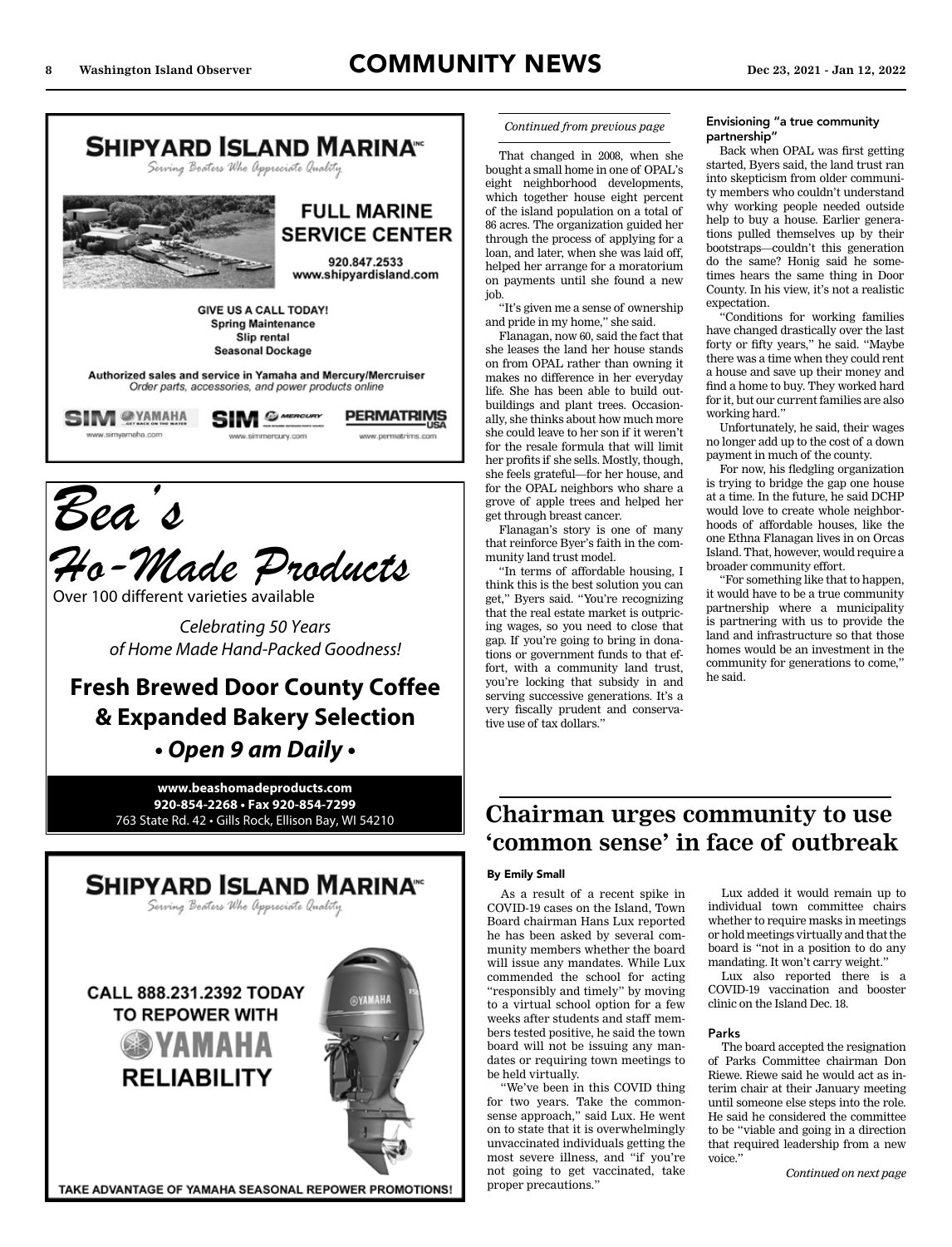*Continued from previous page*

That changed in 2008, when she bought a small home in one of OPAL's eight neighborhood developments, which together house eight percent of the island population on a total of 86 acres. The organization guided her through the process of applying for a loan, and later, when she was laid off, helped her arrange for a moratorium on payments until she found a new job.

"It's given me a sense of ownership and pride in my home," she said.

Flanagan, now 60, said the fact that she leases the land her house stands on from OPAL rather than owning it makes no difference in her everyday life. She has been able to build outbuildings and plant trees. Occasionally, she thinks about how much more she could leave to her son if it weren't for the resale formula that will limit her profits if she sells. Mostly, though, she feels grateful—for her house, and for the OPAL neighbors who share a grove of apple trees and helped her get through breast cancer.

Flanagan's story is one of many that reinforce Byer's faith in the community land trust model.

"In terms of affordable housing, I think this is the best solution you can get," Byers said. "You're recognizing that the real estate market is outpricing wages, so you need to close that gap. If you're going to bring in donations or government funds to that effort, with a community land trust, you're locking that subsidy in and serving successive generations. It's a very fiscally prudent and conservative use of tax dollars."

### Envisioning "a true community partnership"

Back when OPAL was first getting started, Byers said, the land trust ran into skepticism from older community members who couldn't understand why working people needed outside help to buy a house. Earlier generations pulled themselves up by their bootstraps—couldn't this generation do the same? Honig said he sometimes hears the same thing in Door County. In his view, it's not a realistic expectation.

"Conditions for working families have changed drastically over the last forty or fifty years," he said. "Maybe there was a time when they could rent a house and save up their money and find a home to buy. They worked hard for it, but our current families are also working hard."

Unfortunately, he said, their wages no longer add up to the cost of a down payment in much of the county.

For now, his fledgling organization is trying to bridge the gap one house at a time. In the future, he said DCHP would love to create whole neighborhoods of affordable houses, like the one Ethna Flanagan lives in on Orcas Island. That, however, would require a broader community effort.

"For something like that to happen, it would have to be a true community partnership where a municipality is partnering with us to provide the land and infrastructure so that those homes would be an investment in the community for generations to come," he said.

---

**SHIPYARD ISLAND MARINA** INC

*Serving Boaters Who Appreciate Quality*

**FULL MARINE SERVICE CENTER**

920.847.2533
www.shipyardisland.com

GIVE US A CALL TODAY!
Spring Maintenance
Slip rental
Seasonal Dockage

Authorized sales and service in Yamaha and Mercury/Mercruiser
*Order parts, accessories, and power products online*

SIM YAMAHA — www.simyamaha.com
SIM MERCURY — www.simmercury.com
PERMATRIMS USA — www.permatrims.com

---

*Bea's Ho-Made Products*

Over 100 different varieties available

*Celebrating 50 Years of Home Made Hand-Packed Goodness!*

**Fresh Brewed Door County Coffee & Expanded Bakery Selection**

***• Open 9 am Daily •***

**www.beashomadeproducts.com**
**920-854-2268 • Fax 920-854-7299**
763 State Rd. 42 • Gills Rock, Ellison Bay, WI 54210

---

**SHIPYARD ISLAND MARINA** INC

*Serving Boaters Who Appreciate Quality*

CALL 888.231.2392 TODAY TO REPOWER WITH YAMAHA RELIABILITY

TAKE ADVANTAGE OF YAMAHA SEASONAL REPOWER PROMOTIONS!

---

## Chairman urges community to use 'common sense' in face of outbreak

**By Emily Small**

As a result of a recent spike in COVID-19 cases on the Island, Town Board chairman Hans Lux reported he has been asked by several community members whether the board will issue any mandates. While Lux commended the school for acting "responsibly and timely" by moving to a virtual school option for a few weeks after students and staff members tested positive, he said the town board will not be issuing any mandates or requiring town meetings to be held virtually.

"We've been in this COVID thing for two years. Take the common-sense approach," said Lux. He went on to state that it is overwhelmingly unvaccinated individuals getting the most severe illness, and "if you're not going to get vaccinated, take proper precautions."

Lux added it would remain up to individual town committee chairs whether to require masks in meetings or hold meetings virtually and that the board is "not in a position to do any mandating. It won't carry weight."

Lux also reported there is a COVID-19 vaccination and booster clinic on the Island Dec. 18.

### Parks

The board accepted the resignation of Parks Committee chairman Don Riewe. Riewe said he would act as interim chair at their January meeting until someone else steps into the role. He said he considered the committee to be "viable and going in a direction that required leadership from a new voice."

*Continued on next page*